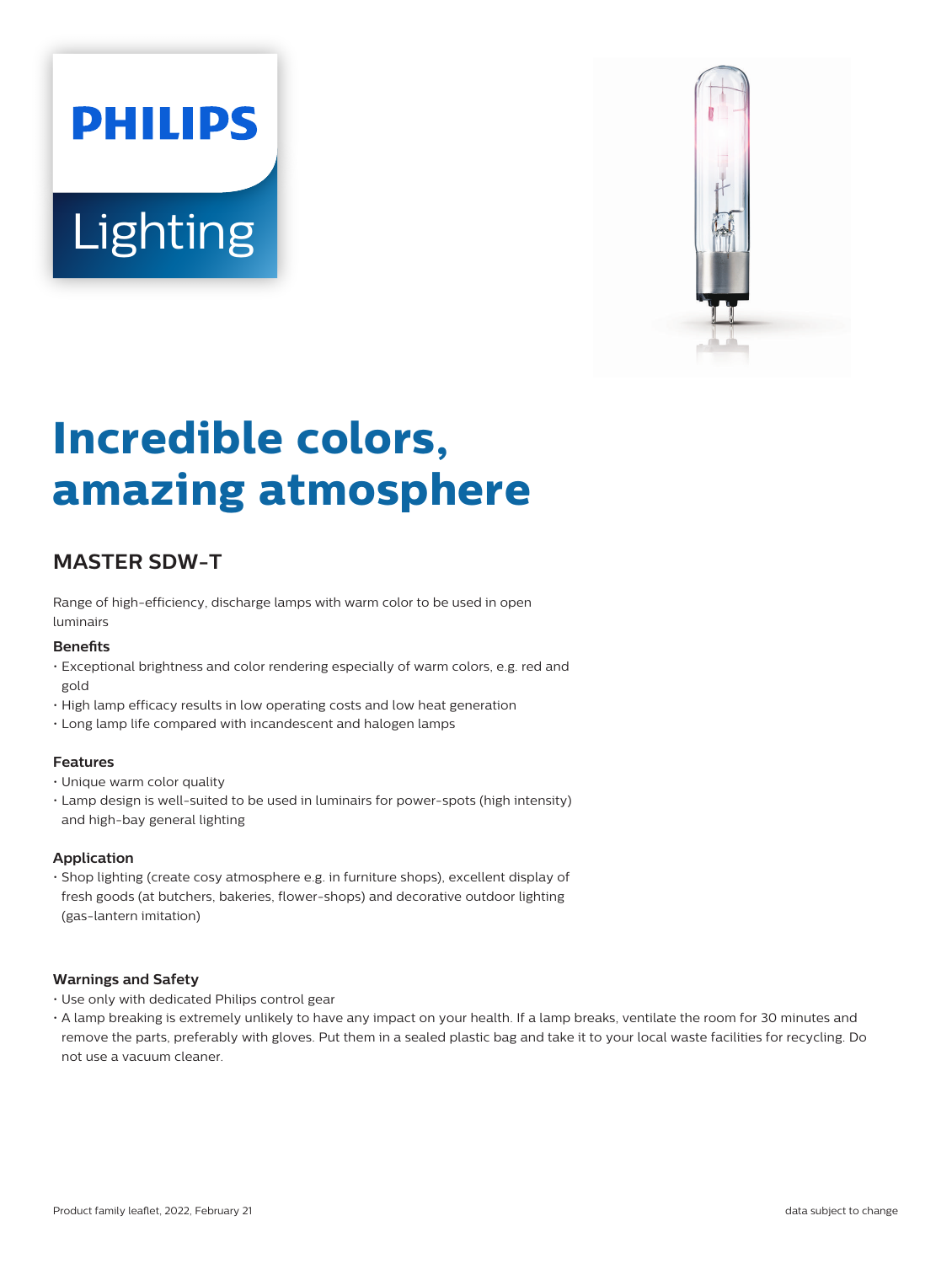# Incredible colors, amazing atmosphere

## MASTER SDW-T

Range of high-efficiency, discharge lamps with warm color to be used in open luminairs

### Benefits

- Exceptional brightness and color rendering especially of warm colors, e.g. red and gold
- High lamp efficacy results in low operating costs and low heat generation
- Long lamp life compared with incandescent and halogen lamps

### Features

- Unique warm color quality
- Lamp design is well-suited to be used in luminairs for power-spots (high intensity) and high-bay general lighting

### Application

- Shop lighting (create cosy atmosphere e.g. in furniture shops), excellent display of fresh goods (at butchers, bakeries, flower-shops) and decorative outdoor lighting (gas-lantern imitation)

### Warnings and Safety

- Use only with dedicated Philips control gear
- A lamp breaking is extremely unlikely to have any impact on your health. If a lamp breaks, ventilate the room for 30 minutes and remove the parts, preferably with gloves. Put them in a sealed plastic bag and take it to your local waste facilities for recycling. Do not use a vacuum cleaner.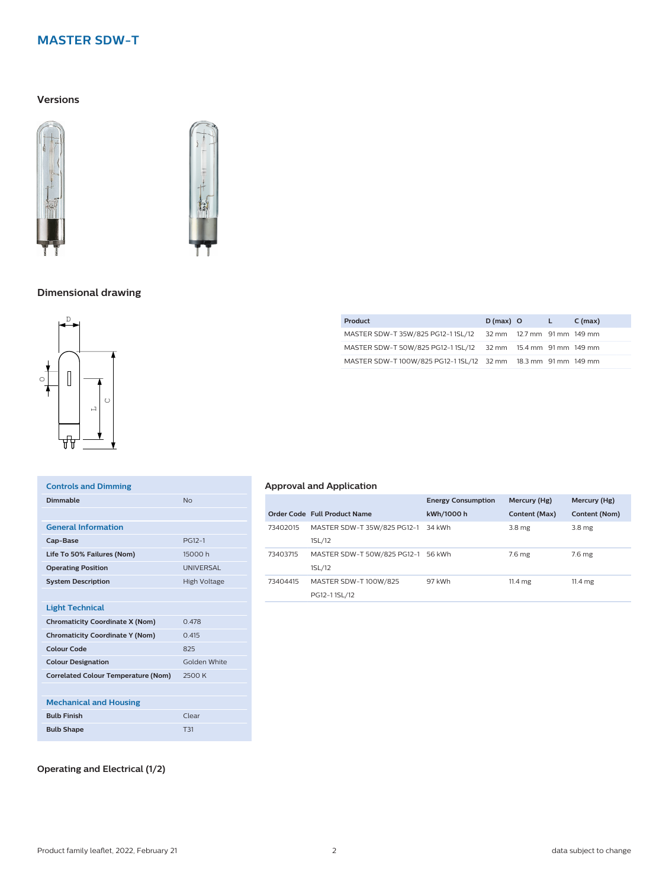## MASTER SDW-T

### Versions

### Dimensional drawing

| Product | D (max) | O | L | C (max) |
|---|---|---|---|---|
| MASTER SDW-T 35W/825 PG12-1 1SL/12 | 32 mm | 12.7 mm | 91 mm | 149 mm |
| MASTER SDW-T 50W/825 PG12-1 1SL/12 | 32 mm | 15.4 mm | 91 mm | 149 mm |
| MASTER SDW-T 100W/825 PG12-1 1SL/12 | 32 mm | 18.3 mm | 91 mm | 149 mm |

| Controls and Dimming | |
|---|---|
| **Dimmable** | No |
| **General Information** | |
| **Cap-Base** | PG12-1 |
| **Life To 50% Failures (Nom)** | 15000 h |
| **Operating Position** | UNIVERSAL |
| **System Description** | High Voltage |
| **Light Technical** | |
| **Chromaticity Coordinate X (Nom)** | 0.478 |
| **Chromaticity Coordinate Y (Nom)** | 0.415 |
| **Colour Code** | 825 |
| **Colour Designation** | Golden White |
| **Correlated Colour Temperature (Nom)** | 2500 K |
| **Mechanical and Housing** | |
| **Bulb Finish** | Clear |
| **Bulb Shape** | T31 |

### Approval and Application

| Order Code | Full Product Name | Energy Consumption kWh/1000 h | Mercury (Hg) Content (Max) | Mercury (Hg) Content (Nom) |
|---|---|---|---|---|
| 73402015 | MASTER SDW-T 35W/825 PG12-1 1SL/12 | 34 kWh | 3.8 mg | 3.8 mg |
| 73403715 | MASTER SDW-T 50W/825 PG12-1 1SL/12 | 56 kWh | 7.6 mg | 7.6 mg |
| 73404415 | MASTER SDW-T 100W/825 PG12-1 1SL/12 | 97 kWh | 11.4 mg | 11.4 mg |

### Operating and Electrical (1/2)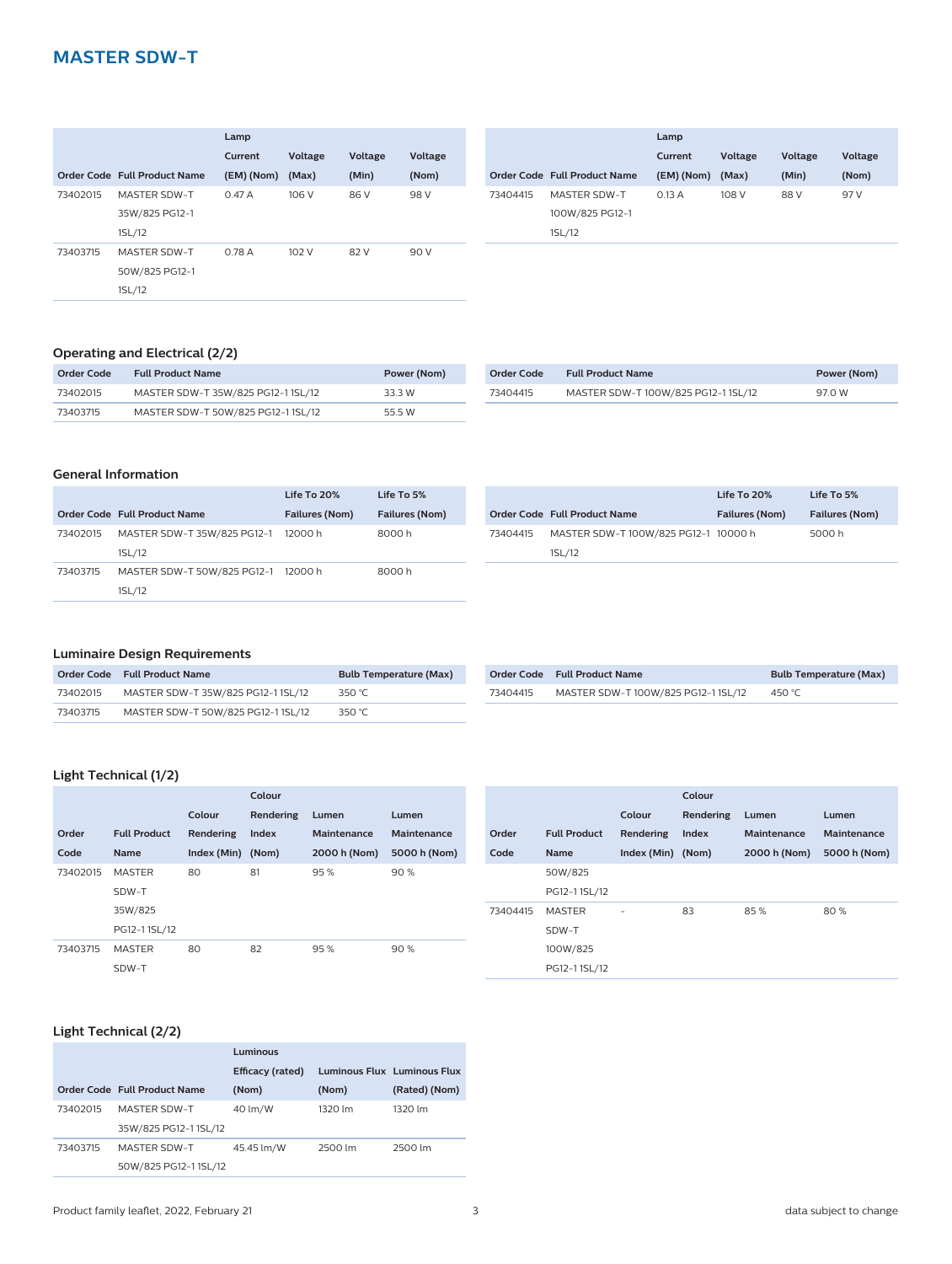## MASTER SDW-T

| Order Code | Full Product Name | Lamp Current (EM) (Nom) | Voltage (Max) | Voltage (Min) | Voltage (Nom) |
|---|---|---|---|---|---|
| 73402015 | MASTER SDW-T 35W/825 PG12-1 1SL/12 | 0.47 A | 106 V | 86 V | 98 V |
| 73403715 | MASTER SDW-T 50W/825 PG12-1 1SL/12 | 0.78 A | 102 V | 82 V | 90 V |
| 73404415 | MASTER SDW-T 100W/825 PG12-1 1SL/12 | 0.13 A | 108 V | 88 V | 97 V |

### Operating and Electrical (2/2)

| Order Code | Full Product Name | Power (Nom) |
|---|---|---|
| 73402015 | MASTER SDW-T 35W/825 PG12-1 1SL/12 | 33.3 W |
| 73403715 | MASTER SDW-T 50W/825 PG12-1 1SL/12 | 55.5 W |
| 73404415 | MASTER SDW-T 100W/825 PG12-1 1SL/12 | 97.0 W |

### General Information

| Order Code | Full Product Name | Life To 20% Failures (Nom) | Life To 5% Failures (Nom) |
|---|---|---|---|
| 73402015 | MASTER SDW-T 35W/825 PG12-1 1SL/12 | 12000 h | 8000 h |
| 73403715 | MASTER SDW-T 50W/825 PG12-1 1SL/12 | 12000 h | 8000 h |
| 73404415 | MASTER SDW-T 100W/825 PG12-1 1SL/12 | 10000 h | 5000 h |

### Luminaire Design Requirements

| Order Code | Full Product Name | Bulb Temperature (Max) |
|---|---|---|
| 73402015 | MASTER SDW-T 35W/825 PG12-1 1SL/12 | 350 °C |
| 73403715 | MASTER SDW-T 50W/825 PG12-1 1SL/12 | 350 °C |
| 73404415 | MASTER SDW-T 100W/825 PG12-1 1SL/12 | 450 °C |

### Light Technical (1/2)

| Order Code | Full Product Name | Colour Rendering Index (Min) | Colour Rendering Index (Nom) | Lumen Maintenance 2000 h (Nom) | Lumen Maintenance 5000 h (Nom) |
|---|---|---|---|---|---|
| 73402015 | MASTER SDW-T 35W/825 PG12-1 1SL/12 | 80 | 81 | 95 % | 90 % |
| 73403715 | MASTER SDW-T 50W/825 PG12-1 1SL/12 | 80 | 82 | 95 % | 90 % |
| 73404415 | MASTER SDW-T 100W/825 PG12-1 1SL/12 | - | 83 | 85 % | 80 % |

### Light Technical (2/2)

| Order Code | Full Product Name | Luminous Efficacy (rated) (Nom) | Luminous Flux (Nom) | Luminous Flux (Rated) (Nom) |
|---|---|---|---|---|
| 73402015 | MASTER SDW-T 35W/825 PG12-1 1SL/12 | 40 lm/W | 1320 lm | 1320 lm |
| 73403715 | MASTER SDW-T 50W/825 PG12-1 1SL/12 | 45.45 lm/W | 2500 lm | 2500 lm |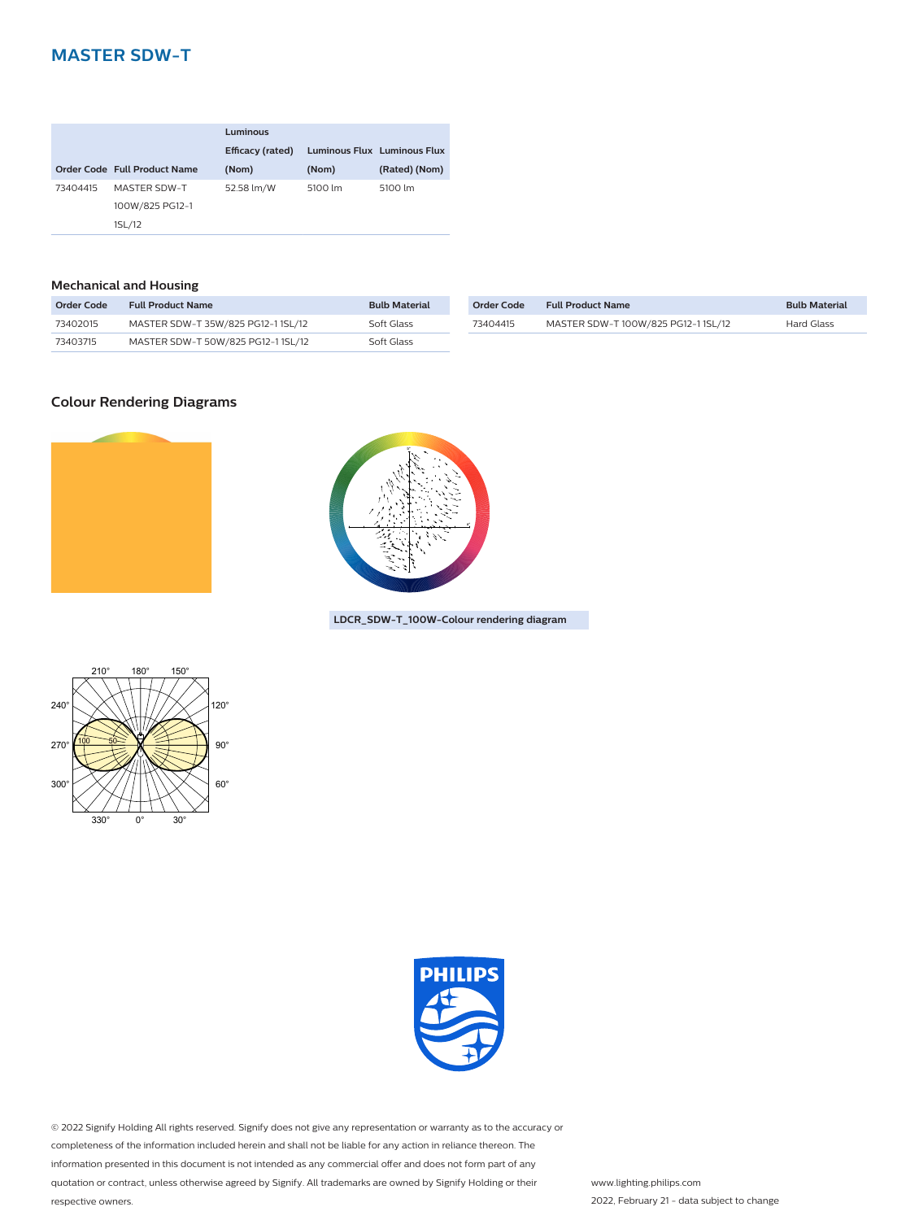## MASTER SDW-T

| Order Code | Full Product Name | Luminous Efficacy (rated) (Nom) | Luminous Flux (Nom) | Luminous Flux (Rated) (Nom) |
|---|---|---|---|---|
| 73404415 | MASTER SDW-T 100W/825 PG12-1 1SL/12 | 52.58 lm/W | 5100 lm | 5100 lm |

### Mechanical and Housing

| Order Code | Full Product Name | Bulb Material |
|---|---|---|
| 73402015 | MASTER SDW-T 35W/825 PG12-1 1SL/12 | Soft Glass |
| 73403715 | MASTER SDW-T 50W/825 PG12-1 1SL/12 | Soft Glass |
| 73404415 | MASTER SDW-T 100W/825 PG12-1 1SL/12 | Hard Glass |

### Colour Rendering Diagrams

LDCR_SDW-T_100W-Colour rendering diagram

210° 180° 150°
240° 120°
270° 100 50 90°
300° 60°
330° 0° 30°

© 2022 Signify Holding All rights reserved. Signify does not give any representation or warranty as to the accuracy or completeness of the information included herein and shall not be liable for any action in reliance thereon. The information presented in this document is not intended as any commercial offer and does not form part of any quotation or contract, unless otherwise agreed by Signify. All trademarks are owned by Signify Holding or their respective owners.

www.lighting.philips.com
2022, February 21 - data subject to change